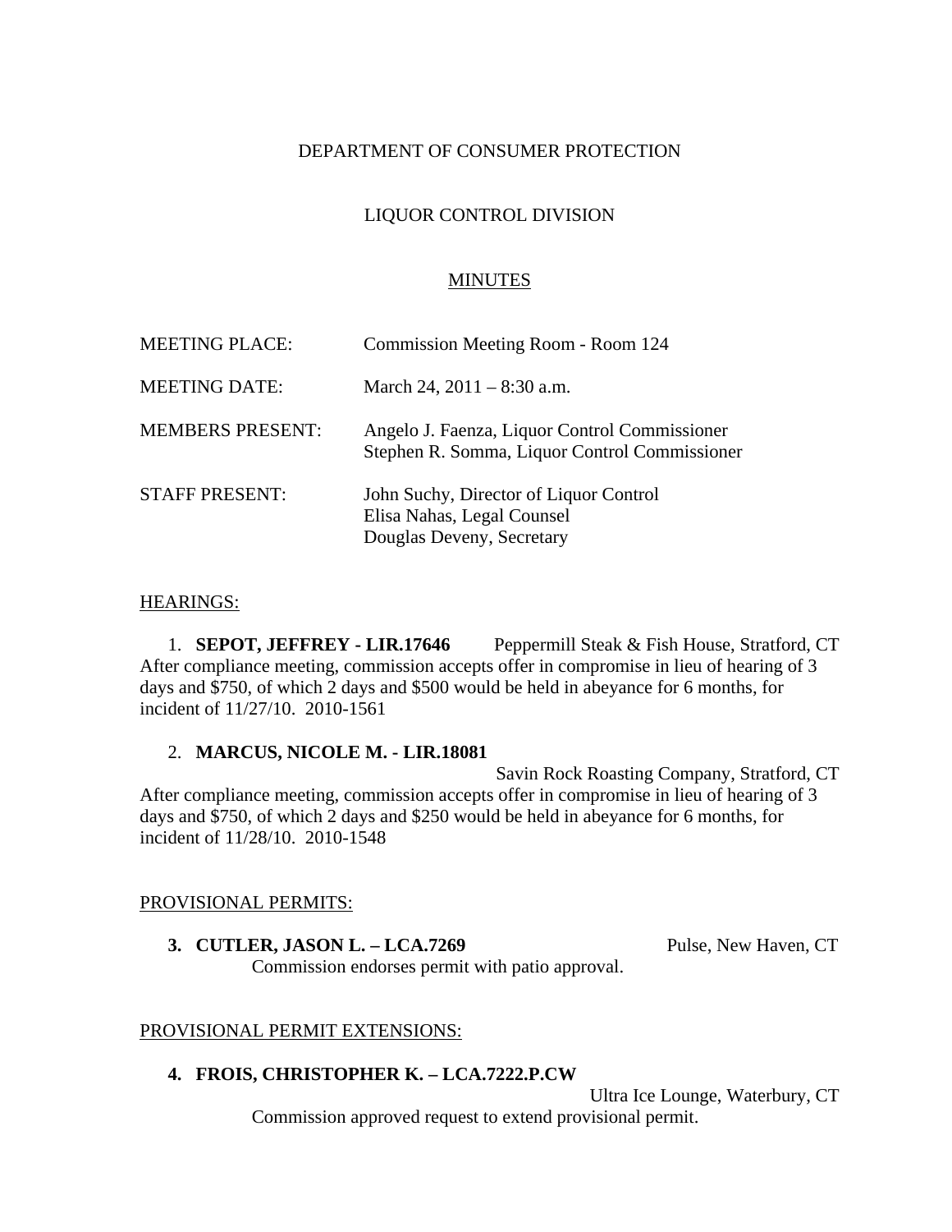DEPARTMENT OF CONSUMER PROTECTION

LIQUOR CONTROL DIVISION

<u>MINUTES</u>

| | |
|---|---|
| MEETING PLACE: | Commission Meeting Room - Room 124 |
| MEETING DATE: | March 24, 2011 – 8:30 a.m. |
| MEMBERS PRESENT: | Angelo J. Faenza, Liquor Control Commissioner<br>Stephen R. Somma, Liquor Control Commissioner |
| STAFF PRESENT: | John Suchy, Director of Liquor Control<br>Elisa Nahas, Legal Counsel<br>Douglas Deveny, Secretary |

<u>HEARINGS:</u>

1. **SEPOT, JEFFREY - LIR.17646** Peppermill Steak & Fish House, Stratford, CT
After compliance meeting, commission accepts offer in compromise in lieu of hearing of 3 days and $750, of which 2 days and $500 would be held in abeyance for 6 months, for incident of 11/27/10. 2010-1561

2. **MARCUS, NICOLE M. - LIR.18081** Savin Rock Roasting Company, Stratford, CT
After compliance meeting, commission accepts offer in compromise in lieu of hearing of 3 days and $750, of which 2 days and $250 would be held in abeyance for 6 months, for incident of 11/28/10. 2010-1548

<u>PROVISIONAL PERMITS:</u>

**3. CUTLER, JASON L. – LCA.7269** Pulse, New Haven, CT
Commission endorses permit with patio approval.

<u>PROVISIONAL PERMIT EXTENSIONS:</u>

**4. FROIS, CHRISTOPHER K. – LCA.7222.P.CW** Ultra Ice Lounge, Waterbury, CT
Commission approved request to extend provisional permit.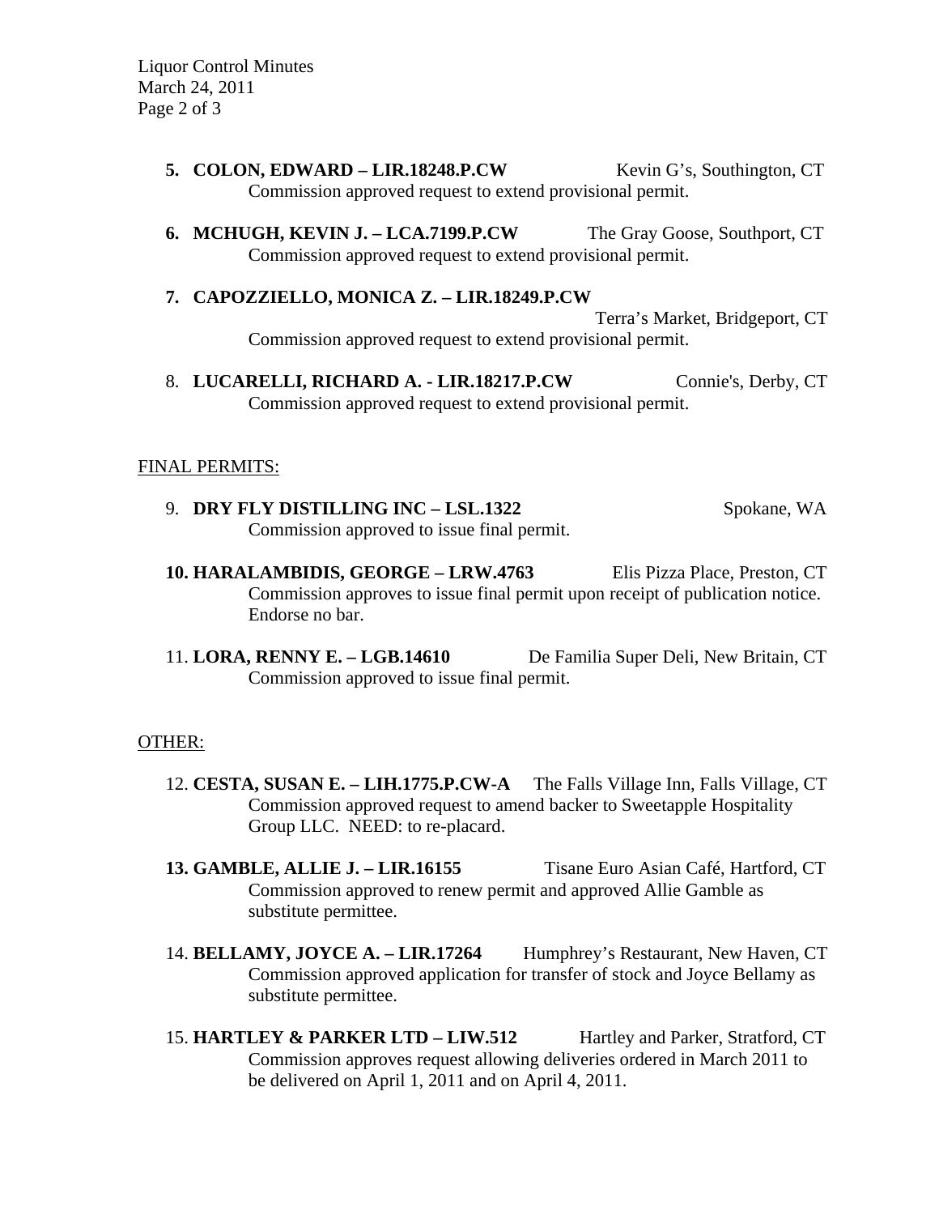5. **COLON, EDWARD – LIR.18248.P.CW** Kevin G's, Southington, CT
   Commission approved request to extend provisional permit.

6. **MCHUGH, KEVIN J. – LCA.7199.P.CW** The Gray Goose, Southport, CT
   Commission approved request to extend provisional permit.

7. **CAPOZZIELLO, MONICA Z. – LIR.18249.P.CW** Terra's Market, Bridgeport, CT
   Commission approved request to extend provisional permit.

8. **LUCARELLI, RICHARD A. - LIR.18217.P.CW** Connie's, Derby, CT
   Commission approved request to extend provisional permit.

<u>FINAL PERMITS:</u>

9. **DRY FLY DISTILLING INC – LSL.1322** Spokane, WA
   Commission approved to issue final permit.

10. **HARALAMBIDIS, GEORGE – LRW.4763** Elis Pizza Place, Preston, CT
    Commission approves to issue final permit upon receipt of publication notice. Endorse no bar.

11. **LORA, RENNY E. – LGB.14610** De Familia Super Deli, New Britain, CT
    Commission approved to issue final permit.

<u>OTHER:</u>

12. **CESTA, SUSAN E. – LIH.1775.P.CW-A** The Falls Village Inn, Falls Village, CT
    Commission approved request to amend backer to Sweetapple Hospitality Group LLC. NEED: to re-placard.

13. **GAMBLE, ALLIE J. – LIR.16155** Tisane Euro Asian Café, Hartford, CT
    Commission approved to renew permit and approved Allie Gamble as substitute permittee.

14. **BELLAMY, JOYCE A. – LIR.17264** Humphrey's Restaurant, New Haven, CT
    Commission approved application for transfer of stock and Joyce Bellamy as substitute permittee.

15. **HARTLEY & PARKER LTD – LIW.512** Hartley and Parker, Stratford, CT
    Commission approves request allowing deliveries ordered in March 2011 to be delivered on April 1, 2011 and on April 4, 2011.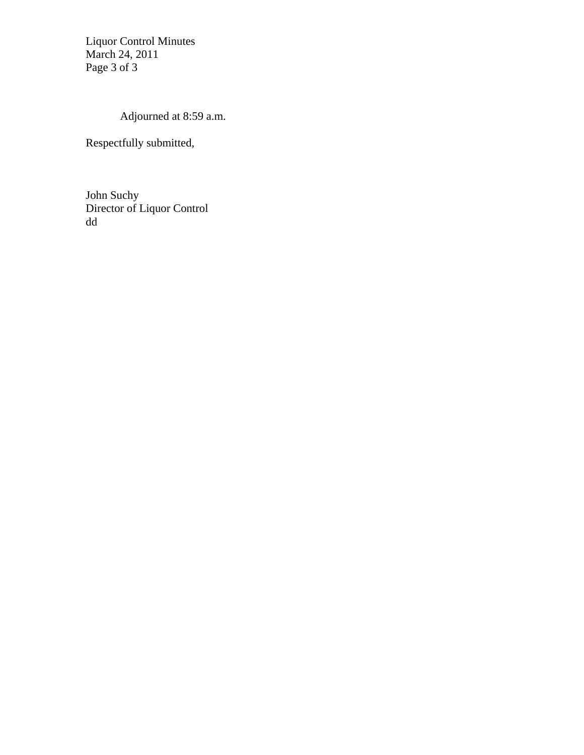Adjourned at 8:59 a.m.

Respectfully submitted,

John Suchy
Director of Liquor Control
dd